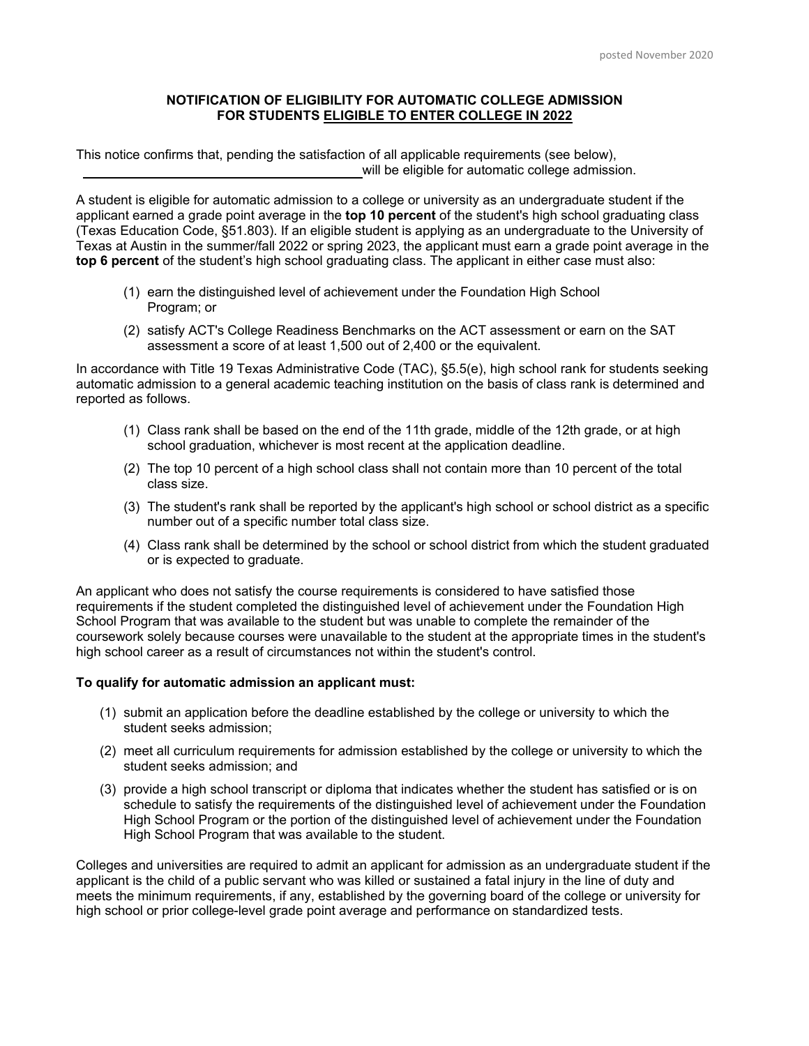posted November 2020

**NOTIFICATION OF ELIGIBILITY FOR AUTOMATIC COLLEGE ADMISSION FOR STUDENTS ELIGIBLE TO ENTER COLLEGE IN 2022**

This notice confirms that, pending the satisfaction of all applicable requirements (see below), ________________________________________ will be eligible for automatic college admission.

A student is eligible for automatic admission to a college or university as an undergraduate student if the applicant earned a grade point average in the **top 10 percent** of the student's high school graduating class (Texas Education Code, §51.803). If an eligible student is applying as an undergraduate to the University of Texas at Austin in the summer/fall 2022 or spring 2023, the applicant must earn a grade point average in the **top 6 percent** of the student's high school graduating class. The applicant in either case must also:

(1) earn the distinguished level of achievement under the Foundation High School Program; or

(2) satisfy ACT's College Readiness Benchmarks on the ACT assessment or earn on the SAT assessment a score of at least 1,500 out of 2,400 or the equivalent.

In accordance with Title 19 Texas Administrative Code (TAC), §5.5(e), high school rank for students seeking automatic admission to a general academic teaching institution on the basis of class rank is determined and reported as follows.

(1) Class rank shall be based on the end of the 11th grade, middle of the 12th grade, or at high school graduation, whichever is most recent at the application deadline.

(2) The top 10 percent of a high school class shall not contain more than 10 percent of the total class size.

(3) The student's rank shall be reported by the applicant's high school or school district as a specific number out of a specific number total class size.

(4) Class rank shall be determined by the school or school district from which the student graduated or is expected to graduate.

An applicant who does not satisfy the course requirements is considered to have satisfied those requirements if the student completed the distinguished level of achievement under the Foundation High School Program that was available to the student but was unable to complete the remainder of the coursework solely because courses were unavailable to the student at the appropriate times in the student's high school career as a result of circumstances not within the student's control.

**To qualify for automatic admission an applicant must:**

(1) submit an application before the deadline established by the college or university to which the student seeks admission;

(2) meet all curriculum requirements for admission established by the college or university to which the student seeks admission; and

(3) provide a high school transcript or diploma that indicates whether the student has satisfied or is on schedule to satisfy the requirements of the distinguished level of achievement under the Foundation High School Program or the portion of the distinguished level of achievement under the Foundation High School Program that was available to the student.

Colleges and universities are required to admit an applicant for admission as an undergraduate student if the applicant is the child of a public servant who was killed or sustained a fatal injury in the line of duty and meets the minimum requirements, if any, established by the governing board of the college or university for high school or prior college-level grade point average and performance on standardized tests.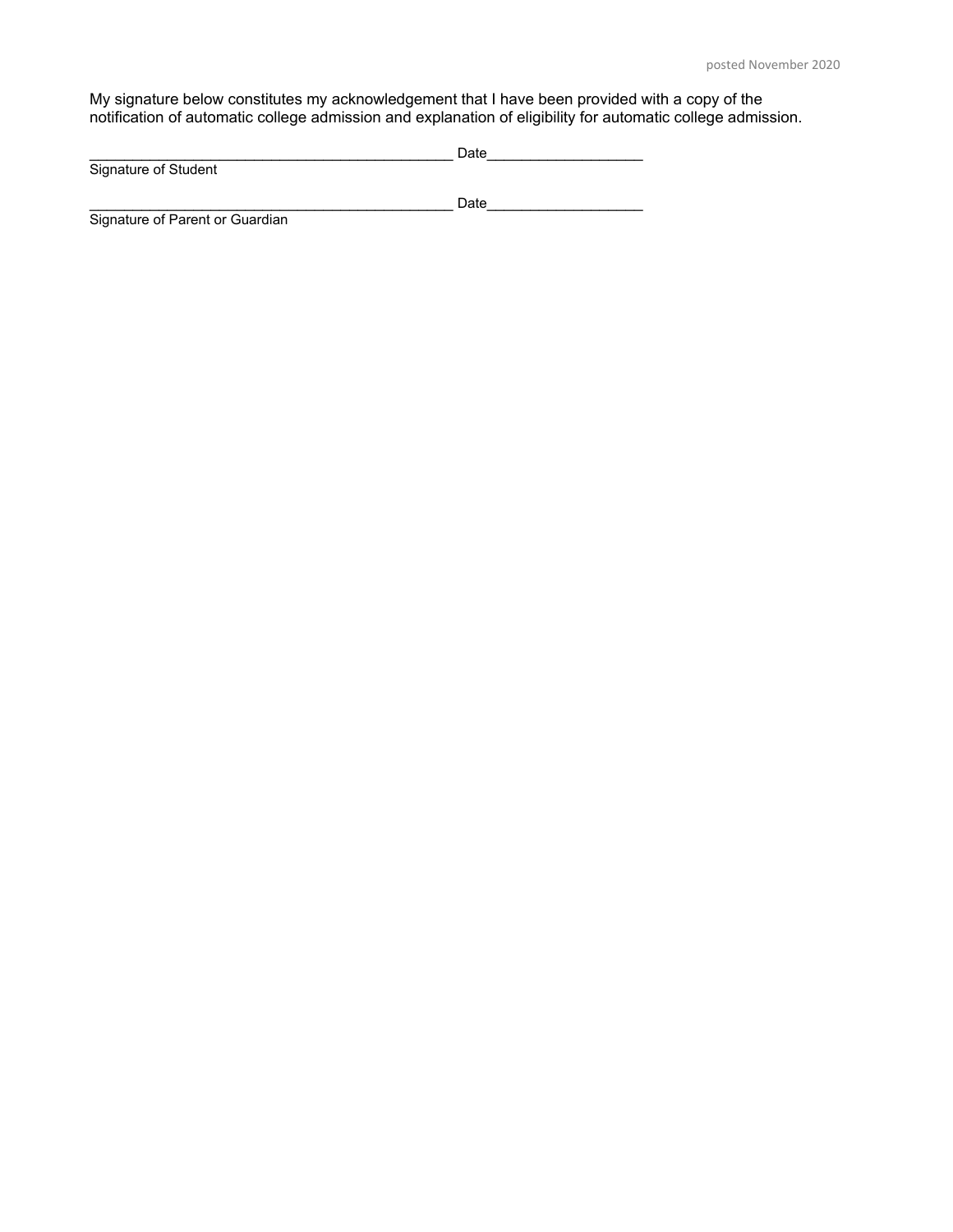posted November 2020

My signature below constitutes my acknowledgement that I have been provided with a copy of the notification of automatic college admission and explanation of eligibility for automatic college admission.

_____________________________________________ Date___________________
Signature of Student

_____________________________________________ Date___________________
Signature of Parent or Guardian